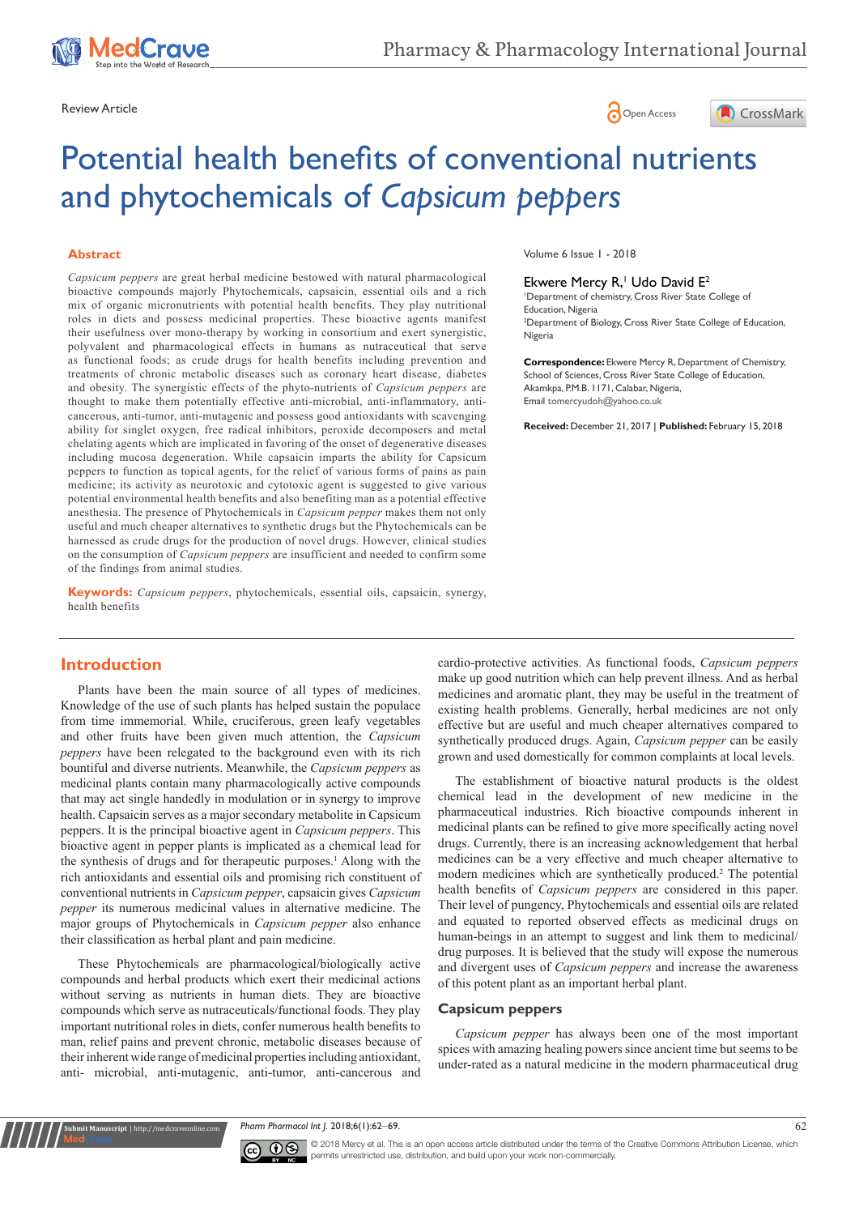Review Article

# Potential health benefits of conventional nutrients and phytochemicals of *Capsicum peppers*

Volume 6 Issue 1 - 2018

Ekwere Mercy R,[1] Udo David E[2]

[1]Department of chemistry, Cross River State College of Education, Nigeria
[2]Department of Biology, Cross River State College of Education, Nigeria

**Correspondence:** Ekwere Mercy R, Department of Chemistry, School of Sciences, Cross River State College of Education, Akamkpa, P.M.B. 1171, Calabar, Nigeria, Email tomercyudoh@yahoo.co.uk

**Received:** December 21, 2017 | **Published:** February 15, 2018

## Abstract

*Capsicum peppers* are great herbal medicine bestowed with natural pharmacological bioactive compounds majorly Phytochemicals, capsaicin, essential oils and a rich mix of organic micronutrients with potential health benefits. They play nutritional roles in diets and possess medicinal properties. These bioactive agents manifest their usefulness over mono-therapy by working in consortium and exert synergistic, polyvalent and pharmacological effects in humans as nutraceutical that serve as functional foods; as crude drugs for health benefits including prevention and treatments of chronic metabolic diseases such as coronary heart disease, diabetes and obesity. The synergistic effects of the phyto-nutrients of *Capsicum peppers* are thought to make them potentially effective anti-microbial, anti-inflammatory, anti-cancerous, anti-tumor, anti-mutagenic and possess good antioxidants with scavenging ability for singlet oxygen, free radical inhibitors, peroxide decomposers and metal chelating agents which are implicated in favoring of the onset of degenerative diseases including mucosa degeneration. While capsaicin imparts the ability for Capsicum peppers to function as topical agents, for the relief of various forms of pains as pain medicine; its activity as neurotoxic and cytotoxic agent is suggested to give various potential environmental health benefits and also benefiting man as a potential effective anesthesia. The presence of Phytochemicals in *Capsicum pepper* makes them not only useful and much cheaper alternatives to synthetic drugs but the Phytochemicals can be harnessed as crude drugs for the production of novel drugs. However, clinical studies on the consumption of *Capsicum peppers* are insufficient and needed to confirm some of the findings from animal studies.

**Keywords:** *Capsicum peppers*, phytochemicals, essential oils, capsaicin, synergy, health benefits

## Introduction

Plants have been the main source of all types of medicines. Knowledge of the use of such plants has helped sustain the populace from time immemorial. While, cruciferous, green leafy vegetables and other fruits have been given much attention, the *Capsicum peppers* have been relegated to the background even with its rich bountiful and diverse nutrients. Meanwhile, the *Capsicum peppers* as medicinal plants contain many pharmacologically active compounds that may act single handedly in modulation or in synergy to improve health. Capsaicin serves as a major secondary metabolite in Capsicum peppers. It is the principal bioactive agent in *Capsicum peppers*. This bioactive agent in pepper plants is implicated as a chemical lead for the synthesis of drugs and for therapeutic purposes.[1] Along with the rich antioxidants and essential oils and promising rich constituent of conventional nutrients in *Capsicum pepper*, capsaicin gives *Capsicum pepper* its numerous medicinal values in alternative medicine. The major groups of Phytochemicals in *Capsicum pepper* also enhance their classification as herbal plant and pain medicine.

These Phytochemicals are pharmacological/biologically active compounds and herbal products which exert their medicinal actions without serving as nutrients in human diets. They are bioactive compounds which serve as nutraceuticals/functional foods. They play important nutritional roles in diets, confer numerous health benefits to man, relief pains and prevent chronic, metabolic diseases because of their inherent wide range of medicinal properties including antioxidant, anti- microbial, anti-mutagenic, anti-tumor, anti-cancerous and cardio-protective activities. As functional foods, *Capsicum peppers* make up good nutrition which can help prevent illness. And as herbal medicines and aromatic plant, they may be useful in the treatment of existing health problems. Generally, herbal medicines are not only effective but are useful and much cheaper alternatives compared to synthetically produced drugs. Again, *Capsicum pepper* can be easily grown and used domestically for common complaints at local levels.

The establishment of bioactive natural products is the oldest chemical lead in the development of new medicine in the pharmaceutical industries. Rich bioactive compounds inherent in medicinal plants can be refined to give more specifically acting novel drugs. Currently, there is an increasing acknowledgement that herbal medicines can be a very effective and much cheaper alternative to modern medicines which are synthetically produced.[2] The potential health benefits of *Capsicum peppers* are considered in this paper. Their level of pungency, Phytochemicals and essential oils are related and equated to reported observed effects as medicinal drugs on human-beings in an attempt to suggest and link them to medicinal/drug purposes. It is believed that the study will expose the numerous and divergent uses of *Capsicum peppers* and increase the awareness of this potent plant as an important herbal plant.

### Capsicum peppers

*Capsicum pepper* has always been one of the most important spices with amazing healing powers since ancient time but seems to be under-rated as a natural medicine in the modern pharmaceutical drug

© 2018 Mercy et al. This is an open access article distributed under the terms of the Creative Commons Attribution License, which permits unrestricted use, distribution, and build upon your work non-commercially.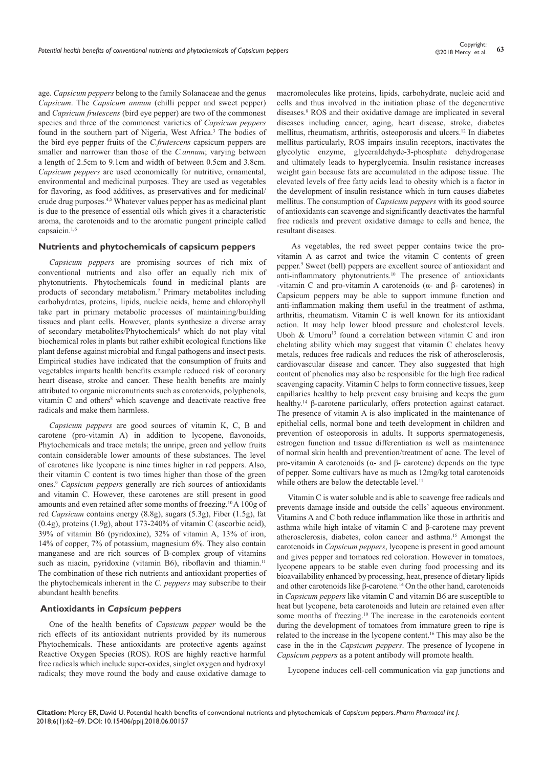age. *Capsicum peppers* belong to the family Solanaceae and the genus *Capsicum*. The *Capsicum annum* (chilli pepper and sweet pepper) and *Capsicum frutescens* (bird eye pepper) are two of the commonest species and three of the commonest varieties of *Capsicum peppers* found in the southern part of Nigeria, West Africa.[3] The bodies of the bird eye pepper fruits of the *C.frutescens* capsicum peppers are smaller and narrower than those of the *C.annum*; varying between a length of 2.5cm to 9.1cm and width of between 0.5cm and 3.8cm. *Capsicum peppers* are used economically for nutritive, ornamental, environmental and medicinal purposes. They are used as vegetables for flavoring, as food additives, as preservatives and for medicinal/ crude drug purposes.[4,5] Whatever values pepper has as medicinal plant is due to the presence of essential oils which gives it a characteristic aroma, the carotenoids and to the aromatic pungent principle called capsaicin.[1,6]

## Nutrients and phytochemicals of capsicum peppers

*Capsicum peppers* are promising sources of rich mix of conventional nutrients and also offer an equally rich mix of phytonutrients. Phytochemicals found in medicinal plants are products of secondary metabolism.[7] Primary metabolites including carbohydrates, proteins, lipids, nucleic acids, heme and chlorophyll take part in primary metabolic processes of maintaining/building tissues and plant cells. However, plants synthesize a diverse array of secondary metabolites/Phytochemicals[8] which do not play vital biochemical roles in plants but rather exhibit ecological functions like plant defense against microbial and fungal pathogens and insect pests. Empirical studies have indicated that the consumption of fruits and vegetables imparts health benefits example reduced risk of coronary heart disease, stroke and cancer. These health benefits are mainly attributed to organic micronutrients such as carotenoids, polyphenols, vitamin C and others[8] which scavenge and deactivate reactive free radicals and make them harmless.

*Capsicum peppers* are good sources of vitamin K, C, B and carotene (pro-vitamin A) in addition to lycopene, flavonoids, Phytochemicals and trace metals; the unripe, green and yellow fruits contain considerable lower amounts of these substances. The level of carotenes like lycopene is nine times higher in red peppers. Also, their vitamin C content is two times higher than those of the green ones.[9] *Capsicum peppers* generally are rich sources of antioxidants and vitamin C. However, these carotenes are still present in good amounts and even retained after some months of freezing.[10] A 100g of red *Capsicum* contains energy (8.8g), sugars (5.3g), Fiber (1.5g), fat (0.4g), proteins (1.9g), about 173-240% of vitamin C (ascorbic acid), 39% of vitamin B6 (pyridoxine), 32% of vitamin A, 13% of iron, 14% of copper, 7% of potassium, magnesium 6%. They also contain manganese and are rich sources of B-complex group of vitamins such as niacin, pyridoxine (vitamin B6), riboflavin and thiamin.[11] The combination of these rich nutrients and antioxidant properties of the phytochemicals inherent in the *C. peppers* may subscribe to their abundant health benefits.

## Antioxidants in *Capsicum peppers*

One of the health benefits of *Capsicum pepper* would be the rich effects of its antioxidant nutrients provided by its numerous Phytochemicals. These antioxidants are protective agents against Reactive Oxygen Species (ROS). ROS are highly reactive harmful free radicals which include super-oxides, singlet oxygen and hydroxyl radicals; they move round the body and cause oxidative damage to macromolecules like proteins, lipids, carbohydrate, nucleic acid and cells and thus involved in the initiation phase of the degenerative diseases.[8] ROS and their oxidative damage are implicated in several diseases including cancer, aging, heart disease, stroke, diabetes mellitus, rheumatism, arthritis, osteoporosis and ulcers.[12] In diabetes mellitus particularly, ROS impairs insulin receptors, inactivates the glycolytic enzyme, glyceraldehyde-3-phosphate dehydrogenase and ultimately leads to hyperglycemia. Insulin resistance increases weight gain because fats are accumulated in the adipose tissue. The elevated levels of free fatty acids lead to obesity which is a factor in the development of insulin resistance which in turn causes diabetes mellitus. The consumption of *Capsicum peppers* with its good source of antioxidants can scavenge and significantly deactivates the harmful free radicals and prevent oxidative damage to cells and hence, the resultant diseases.

As vegetables, the red sweet pepper contains twice the pro-vitamin A as carrot and twice the vitamin C contents of green pepper.[9] Sweet (bell) peppers are excellent source of antioxidant and anti-inflammatory phytonutrients.[10] The presence of antioxidants -vitamin C and pro-vitamin A carotenoids (α- and β- carotenes) in Capsicum peppers may be able to support immune function and anti-inflammation making them useful in the treatment of asthma, arthritis, rheumatism. Vitamin C is well known for its antioxidant action. It may help lower blood pressure and cholesterol levels. Uboh & Umoru[13] found a correlation between vitamin C and iron chelating ability which may suggest that vitamin C chelates heavy metals, reduces free radicals and reduces the risk of atherosclerosis, cardiovascular disease and cancer. They also suggested that high content of phenolics may also be responsible for the high free radical scavenging capacity. Vitamin C helps to form connective tissues, keep capillaries healthy to help prevent easy bruising and keeps the gum healthy.[14] β-carotene particularly, offers protection against cataract. The presence of vitamin A is also implicated in the maintenance of epithelial cells, normal bone and teeth development in children and prevention of osteoporosis in adults. It supports spermatogenesis, estrogen function and tissue differentiation as well as maintenance of normal skin health and prevention/treatment of acne. The level of pro-vitamin A carotenoids (α- and β- carotene) depends on the type of pepper. Some cultivars have as much as 12mg/kg total carotenoids while others are below the detectable level.[11]

Vitamin C is water soluble and is able to scavenge free radicals and prevents damage inside and outside the cells' aqueous environment. Vitamins A and C both reduce inflammation like those in arthritis and asthma while high intake of vitamin C and β-carotene may prevent atherosclerosis, diabetes, colon cancer and asthma.[15] Amongst the carotenoids in *Capsicum peppers*, lycopene is present in good amount and gives pepper and tomatoes red coloration. However in tomatoes, lycopene appears to be stable even during food processing and its bioavailability enhanced by processing, heat, presence of dietary lipids and other carotenoids like β-carotene.[14] On the other hand, carotenoids in *Capsicum peppers* like vitamin C and vitamin B6 are susceptible to heat but lycopene, beta carotenoids and lutein are retained even after some months of freezing.[10] The increase in the carotenoids content during the development of tomatoes from immature green to ripe is related to the increase in the lycopene content.[16] This may also be the case in the in the *Capsicum peppers*. The presence of lycopene in *Capsicum peppers* as a potent antibody will promote health.

Lycopene induces cell-cell communication via gap junctions and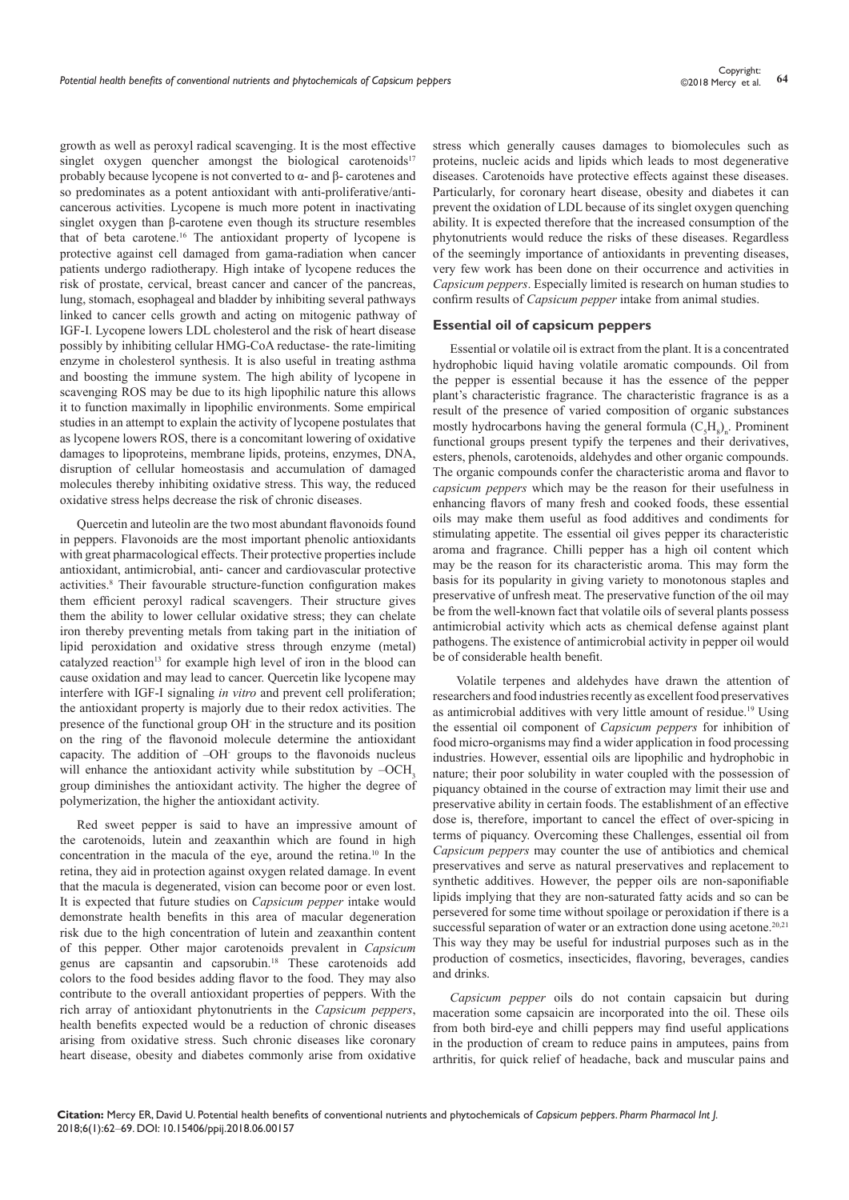growth as well as peroxyl radical scavenging. It is the most effective singlet oxygen quencher amongst the biological carotenoids[17] probably because lycopene is not converted to α- and β- carotenes and so predominates as a potent antioxidant with anti-proliferative/anti-cancerous activities. Lycopene is much more potent in inactivating singlet oxygen than β-carotene even though its structure resembles that of beta carotene.[16] The antioxidant property of lycopene is protective against cell damaged from gama-radiation when cancer patients undergo radiotherapy. High intake of lycopene reduces the risk of prostate, cervical, breast cancer and cancer of the pancreas, lung, stomach, esophageal and bladder by inhibiting several pathways linked to cancer cells growth and acting on mitogenic pathway of IGF-I. Lycopene lowers LDL cholesterol and the risk of heart disease possibly by inhibiting cellular HMG-CoA reductase- the rate-limiting enzyme in cholesterol synthesis. It is also useful in treating asthma and boosting the immune system. The high ability of lycopene in scavenging ROS may be due to its high lipophilic nature this allows it to function maximally in lipophilic environments. Some empirical studies in an attempt to explain the activity of lycopene postulates that as lycopene lowers ROS, there is a concomitant lowering of oxidative damages to lipoproteins, membrane lipids, proteins, enzymes, DNA, disruption of cellular homeostasis and accumulation of damaged molecules thereby inhibiting oxidative stress. This way, the reduced oxidative stress helps decrease the risk of chronic diseases.

Quercetin and luteolin are the two most abundant flavonoids found in peppers. Flavonoids are the most important phenolic antioxidants with great pharmacological effects. Their protective properties include antioxidant, antimicrobial, anti- cancer and cardiovascular protective activities.[8] Their favourable structure-function configuration makes them efficient peroxyl radical scavengers. Their structure gives them the ability to lower cellular oxidative stress; they can chelate iron thereby preventing metals from taking part in the initiation of lipid peroxidation and oxidative stress through enzyme (metal) catalyzed reaction[13] for example high level of iron in the blood can cause oxidation and may lead to cancer. Quercetin like lycopene may interfere with IGF-I signaling *in vitro* and prevent cell proliferation; the antioxidant property is majorly due to their redox activities. The presence of the functional group $OH^-$ in the structure and its position on the ring of the flavonoid molecule determine the antioxidant capacity. The addition of $-OH^-$ groups to the flavonoids nucleus will enhance the antioxidant activity while substitution by $-OCH_3$ group diminishes the antioxidant activity. The higher the degree of polymerization, the higher the antioxidant activity.

Red sweet pepper is said to have an impressive amount of the carotenoids, lutein and zeaxanthin which are found in high concentration in the macula of the eye, around the retina.[10] In the retina, they aid in protection against oxygen related damage. In event that the macula is degenerated, vision can become poor or even lost. It is expected that future studies on *Capsicum pepper* intake would demonstrate health benefits in this area of macular degeneration risk due to the high concentration of lutein and zeaxanthin content of this pepper. Other major carotenoids prevalent in *Capsicum* genus are capsantin and capsorubin.[18] These carotenoids add colors to the food besides adding flavor to the food. They may also contribute to the overall antioxidant properties of peppers. With the rich array of antioxidant phytonutrients in the *Capsicum peppers*, health benefits expected would be a reduction of chronic diseases arising from oxidative stress. Such chronic diseases like coronary heart disease, obesity and diabetes commonly arise from oxidative stress which generally causes damages to biomolecules such as proteins, nucleic acids and lipids which leads to most degenerative diseases. Carotenoids have protective effects against these diseases. Particularly, for coronary heart disease, obesity and diabetes it can prevent the oxidation of LDL because of its singlet oxygen quenching ability. It is expected therefore that the increased consumption of the phytonutrients would reduce the risks of these diseases. Regardless of the seemingly importance of antioxidants in preventing diseases, very few work has been done on their occurrence and activities in *Capsicum peppers*. Especially limited is research on human studies to confirm results of *Capsicum pepper* intake from animal studies.

## Essential oil of capsicum peppers

Essential or volatile oil is extract from the plant. It is a concentrated hydrophobic liquid having volatile aromatic compounds. Oil from the pepper is essential because it has the essence of the pepper plant's characteristic fragrance. The characteristic fragrance is as a result of the presence of varied composition of organic substances mostly hydrocarbons having the general formula $(C_5H_8)_n$. Prominent functional groups present typify the terpenes and their derivatives, esters, phenols, carotenoids, aldehydes and other organic compounds. The organic compounds confer the characteristic aroma and flavor to *capsicum peppers* which may be the reason for their usefulness in enhancing flavors of many fresh and cooked foods, these essential oils may make them useful as food additives and condiments for stimulating appetite. The essential oil gives pepper its characteristic aroma and fragrance. Chilli pepper has a high oil content which may be the reason for its characteristic aroma. This may form the basis for its popularity in giving variety to monotonous staples and preservative of unfresh meat. The preservative function of the oil may be from the well-known fact that volatile oils of several plants possess antimicrobial activity which acts as chemical defense against plant pathogens. The existence of antimicrobial activity in pepper oil would be of considerable health benefit.

Volatile terpenes and aldehydes have drawn the attention of researchers and food industries recently as excellent food preservatives as antimicrobial additives with very little amount of residue.[19] Using the essential oil component of *Capsicum peppers* for inhibition of food micro-organisms may find a wider application in food processing industries. However, essential oils are lipophilic and hydrophobic in nature; their poor solubility in water coupled with the possession of piquancy obtained in the course of extraction may limit their use and preservative ability in certain foods. The establishment of an effective dose is, therefore, important to cancel the effect of over-spicing in terms of piquancy. Overcoming these Challenges, essential oil from *Capsicum peppers* may counter the use of antibiotics and chemical preservatives and serve as natural preservatives and replacement to synthetic additives. However, the pepper oils are non-saponifiable lipids implying that they are non-saturated fatty acids and so can be persevered for some time without spoilage or peroxidation if there is a successful separation of water or an extraction done using acetone.[20,21] This way they may be useful for industrial purposes such as in the production of cosmetics, insecticides, flavoring, beverages, candies and drinks.

*Capsicum pepper* oils do not contain capsaicin but during maceration some capsaicin are incorporated into the oil. These oils from both bird-eye and chilli peppers may find useful applications in the production of cream to reduce pains in amputees, pains from arthritis, for quick relief of headache, back and muscular pains and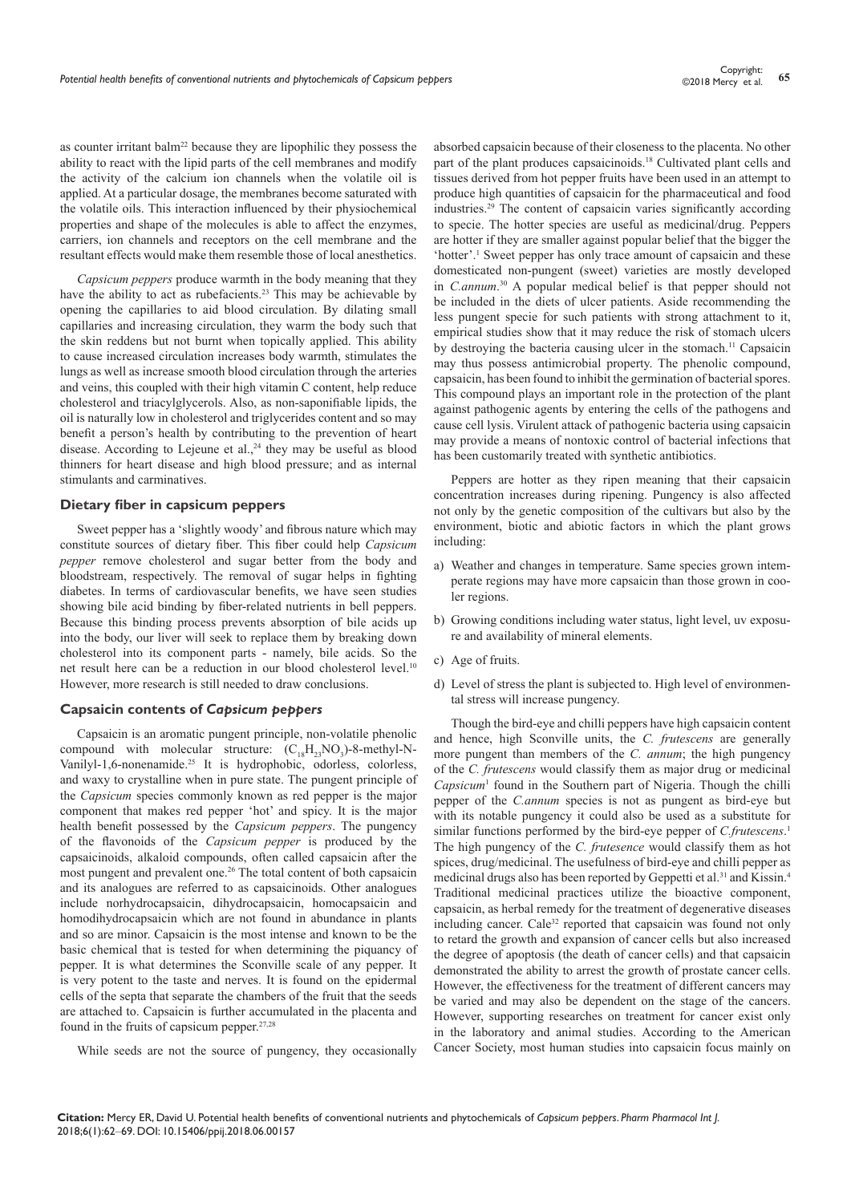as counter irritant balm[22] because they are lipophilic they possess the ability to react with the lipid parts of the cell membranes and modify the activity of the calcium ion channels when the volatile oil is applied. At a particular dosage, the membranes become saturated with the volatile oils. This interaction influenced by their physiochemical properties and shape of the molecules is able to affect the enzymes, carriers, ion channels and receptors on the cell membrane and the resultant effects would make them resemble those of local anesthetics.

*Capsicum peppers* produce warmth in the body meaning that they have the ability to act as rubefacients.[23] This may be achievable by opening the capillaries to aid blood circulation. By dilating small capillaries and increasing circulation, they warm the body such that the skin reddens but not burnt when topically applied. This ability to cause increased circulation increases body warmth, stimulates the lungs as well as increase smooth blood circulation through the arteries and veins, this coupled with their high vitamin C content, help reduce cholesterol and triacylglycerols. Also, as non-saponifiable lipids, the oil is naturally low in cholesterol and triglycerides content and so may benefit a person's health by contributing to the prevention of heart disease. According to Lejeune et al.,[24] they may be useful as blood thinners for heart disease and high blood pressure; and as internal stimulants and carminatives.

## Dietary fiber in capsicum peppers

Sweet pepper has a 'slightly woody' and fibrous nature which may constitute sources of dietary fiber. This fiber could help *Capsicum pepper* remove cholesterol and sugar better from the body and bloodstream, respectively. The removal of sugar helps in fighting diabetes. In terms of cardiovascular benefits, we have seen studies showing bile acid binding by fiber-related nutrients in bell peppers. Because this binding process prevents absorption of bile acids up into the body, our liver will seek to replace them by breaking down cholesterol into its component parts - namely, bile acids. So the net result here can be a reduction in our blood cholesterol level.[10] However, more research is still needed to draw conclusions.

## Capsaicin contents of *Capsicum peppers*

Capsaicin is an aromatic pungent principle, non-volatile phenolic compound with molecular structure: ($C_{18}H_{23}NO_3$)-8-methyl-N-Vanilyl-1,6-nonenamide.[25] It is hydrophobic, odorless, colorless, and waxy to crystalline when in pure state. The pungent principle of the *Capsicum* species commonly known as red pepper is the major component that makes red pepper 'hot' and spicy. It is the major health benefit possessed by the *Capsicum peppers*. The pungency of the flavonoids of the *Capsicum pepper* is produced by the capsaicinoids, alkaloid compounds, often called capsaicin after the most pungent and prevalent one.[26] The total content of both capsaicin and its analogues are referred to as capsaicinoids. Other analogues include norhydrocapsaicin, dihydrocapsaicin, homocapsaicin and homodihydrocapsaicin which are not found in abundance in plants and so are minor. Capsaicin is the most intense and known to be the basic chemical that is tested for when determining the piquancy of pepper. It is what determines the Sconville scale of any pepper. It is very potent to the taste and nerves. It is found on the epidermal cells of the septa that separate the chambers of the fruit that the seeds are attached to. Capsaicin is further accumulated in the placenta and found in the fruits of capsicum pepper.[27,28]

While seeds are not the source of pungency, they occasionally absorbed capsaicin because of their closeness to the placenta. No other part of the plant produces capsaicinoids.[18] Cultivated plant cells and tissues derived from hot pepper fruits have been used in an attempt to produce high quantities of capsaicin for the pharmaceutical and food industries.[29] The content of capsaicin varies significantly according to specie. The hotter species are useful as medicinal/drug. Peppers are hotter if they are smaller against popular belief that the bigger the 'hotter'.[1] Sweet pepper has only trace amount of capsaicin and these domesticated non-pungent (sweet) varieties are mostly developed in *C.annum*.[30] A popular medical belief is that pepper should not be included in the diets of ulcer patients. Aside recommending the less pungent specie for such patients with strong attachment to it, empirical studies show that it may reduce the risk of stomach ulcers by destroying the bacteria causing ulcer in the stomach.[11] Capsaicin may thus possess antimicrobial property. The phenolic compound, capsaicin, has been found to inhibit the germination of bacterial spores. This compound plays an important role in the protection of the plant against pathogenic agents by entering the cells of the pathogens and cause cell lysis. Virulent attack of pathogenic bacteria using capsaicin may provide a means of nontoxic control of bacterial infections that has been customarily treated with synthetic antibiotics.

Peppers are hotter as they ripen meaning that their capsaicin concentration increases during ripening. Pungency is also affected not only by the genetic composition of the cultivars but also by the environment, biotic and abiotic factors in which the plant grows including:

a) Weather and changes in temperature. Same species grown intemperate regions may have more capsaicin than those grown in cooler regions.

b) Growing conditions including water status, light level, uv exposure and availability of mineral elements.

c) Age of fruits.

d) Level of stress the plant is subjected to. High level of environmental stress will increase pungency.

Though the bird-eye and chilli peppers have high capsaicin content and hence, high Sconville units, the *C. frutescens* are generally more pungent than members of the *C. annum*; the high pungency of the *C. frutescens* would classify them as major drug or medicinal *Capsicum*[1] found in the Southern part of Nigeria. Though the chilli pepper of the *C.annum* species is not as pungent as bird-eye but with its notable pungency it could also be used as a substitute for similar functions performed by the bird-eye pepper of *C.frutescens*.[1] The high pungency of the *C. frutesence* would classify them as hot spices, drug/medicinal. The usefulness of bird-eye and chilli pepper as medicinal drugs also has been reported by Geppetti et al.[31] and Kissin.[4] Traditional medicinal practices utilize the bioactive component, capsaicin, as herbal remedy for the treatment of degenerative diseases including cancer. Cale[32] reported that capsaicin was found not only to retard the growth and expansion of cancer cells but also increased the degree of apoptosis (the death of cancer cells) and that capsaicin demonstrated the ability to arrest the growth of prostate cancer cells. However, the effectiveness for the treatment of different cancers may be varied and may also be dependent on the stage of the cancers. However, supporting researches on treatment for cancer exist only in the laboratory and animal studies. According to the American Cancer Society, most human studies into capsaicin focus mainly on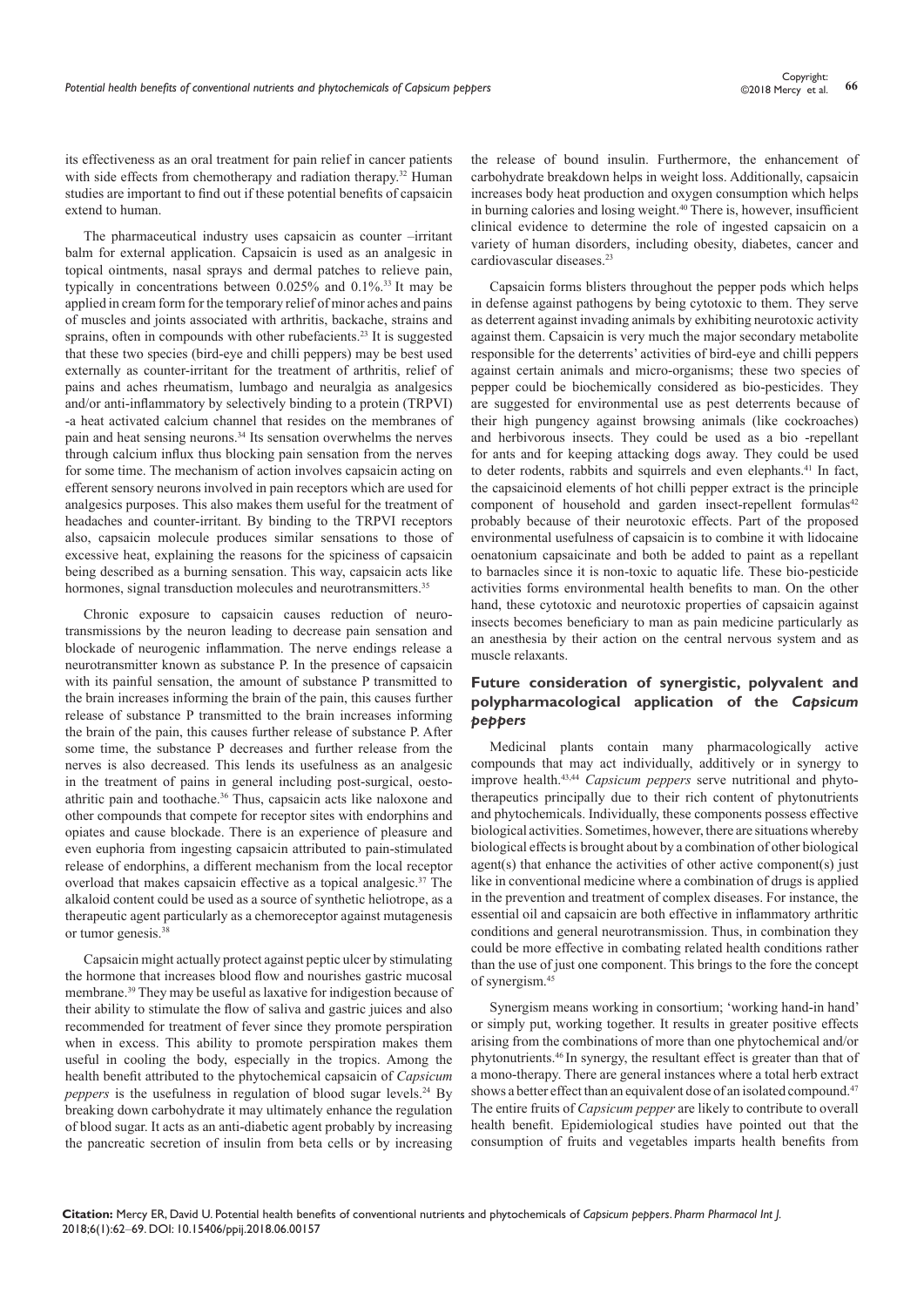its effectiveness as an oral treatment for pain relief in cancer patients with side effects from chemotherapy and radiation therapy.[32] Human studies are important to find out if these potential benefits of capsaicin extend to human.

The pharmaceutical industry uses capsaicin as counter –irritant balm for external application. Capsaicin is used as an analgesic in topical ointments, nasal sprays and dermal patches to relieve pain, typically in concentrations between 0.025% and 0.1%.[33] It may be applied in cream form for the temporary relief of minor aches and pains of muscles and joints associated with arthritis, backache, strains and sprains, often in compounds with other rubefacients.[23] It is suggested that these two species (bird-eye and chilli peppers) may be best used externally as counter-irritant for the treatment of arthritis, relief of pains and aches rheumatism, lumbago and neuralgia as analgesics and/or anti-inflammatory by selectively binding to a protein (TRPVI) -a heat activated calcium channel that resides on the membranes of pain and heat sensing neurons.[34] Its sensation overwhelms the nerves through calcium influx thus blocking pain sensation from the nerves for some time. The mechanism of action involves capsaicin acting on efferent sensory neurons involved in pain receptors which are used for analgesics purposes. This also makes them useful for the treatment of headaches and counter-irritant. By binding to the TRPVI receptors also, capsaicin molecule produces similar sensations to those of excessive heat, explaining the reasons for the spiciness of capsaicin being described as a burning sensation. This way, capsaicin acts like hormones, signal transduction molecules and neurotransmitters.[35]

Chronic exposure to capsaicin causes reduction of neuro-transmissions by the neuron leading to decrease pain sensation and blockade of neurogenic inflammation. The nerve endings release a neurotransmitter known as substance P. In the presence of capsaicin with its painful sensation, the amount of substance P transmitted to the brain increases informing the brain of the pain, this causes further release of substance P transmitted to the brain increases informing the brain of the pain, this causes further release of substance P. After some time, the substance P decreases and further release from the nerves is also decreased. This lends its usefulness as an analgesic in the treatment of pains in general including post-surgical, oesto-athritic pain and toothache.[36] Thus, capsaicin acts like naloxone and other compounds that compete for receptor sites with endorphins and opiates and cause blockade. There is an experience of pleasure and even euphoria from ingesting capsaicin attributed to pain-stimulated release of endorphins, a different mechanism from the local receptor overload that makes capsaicin effective as a topical analgesic.[37] The alkaloid content could be used as a source of synthetic heliotrope, as a therapeutic agent particularly as a chemoreceptor against mutagenesis or tumor genesis.[38]

Capsaicin might actually protect against peptic ulcer by stimulating the hormone that increases blood flow and nourishes gastric mucosal membrane.[39] They may be useful as laxative for indigestion because of their ability to stimulate the flow of saliva and gastric juices and also recommended for treatment of fever since they promote perspiration when in excess. This ability to promote perspiration makes them useful in cooling the body, especially in the tropics. Among the health benefit attributed to the phytochemical capsaicin of *Capsicum peppers* is the usefulness in regulation of blood sugar levels.[24] By breaking down carbohydrate it may ultimately enhance the regulation of blood sugar. It acts as an anti-diabetic agent probably by increasing the pancreatic secretion of insulin from beta cells or by increasing the release of bound insulin. Furthermore, the enhancement of carbohydrate breakdown helps in weight loss. Additionally, capsaicin increases body heat production and oxygen consumption which helps in burning calories and losing weight.[40] There is, however, insufficient clinical evidence to determine the role of ingested capsaicin on a variety of human disorders, including obesity, diabetes, cancer and cardiovascular diseases.[23]

Capsaicin forms blisters throughout the pepper pods which helps in defense against pathogens by being cytotoxic to them. They serve as deterrent against invading animals by exhibiting neurotoxic activity against them. Capsaicin is very much the major secondary metabolite responsible for the deterrents' activities of bird-eye and chilli peppers against certain animals and micro-organisms; these two species of pepper could be biochemically considered as bio-pesticides. They are suggested for environmental use as pest deterrents because of their high pungency against browsing animals (like cockroaches) and herbivorous insects. They could be used as a bio -repellant for ants and for keeping attacking dogs away. They could be used to deter rodents, rabbits and squirrels and even elephants.[41] In fact, the capsaicinoid elements of hot chilli pepper extract is the principle component of household and garden insect-repellent formulas[42] probably because of their neurotoxic effects. Part of the proposed environmental usefulness of capsaicin is to combine it with lidocaine oenatonium capsaicinate and both be added to paint as a repellant to barnacles since it is non-toxic to aquatic life. These bio-pesticide activities forms environmental health benefits to man. On the other hand, these cytotoxic and neurotoxic properties of capsaicin against insects becomes beneficiary to man as pain medicine particularly as an anesthesia by their action on the central nervous system and as muscle relaxants.

## Future consideration of synergistic, polyvalent and polypharmacological application of the *Capsicum peppers*

Medicinal plants contain many pharmacologically active compounds that may act individually, additively or in synergy to improve health.[43,44] *Capsicum peppers* serve nutritional and phyto-therapeutics principally due to their rich content of phytonutrients and phytochemicals. Individually, these components possess effective biological activities. Sometimes, however, there are situations whereby biological effects is brought about by a combination of other biological agent(s) that enhance the activities of other active component(s) just like in conventional medicine where a combination of drugs is applied in the prevention and treatment of complex diseases. For instance, the essential oil and capsaicin are both effective in inflammatory arthritic conditions and general neurotransmission. Thus, in combination they could be more effective in combating related health conditions rather than the use of just one component. This brings to the fore the concept of synergism.[45]

Synergism means working in consortium; 'working hand-in hand' or simply put, working together. It results in greater positive effects arising from the combinations of more than one phytochemical and/or phytonutrients.[46] In synergy, the resultant effect is greater than that of a mono-therapy. There are general instances where a total herb extract shows a better effect than an equivalent dose of an isolated compound.[47] The entire fruits of *Capsicum pepper* are likely to contribute to overall health benefit. Epidemiological studies have pointed out that the consumption of fruits and vegetables imparts health benefits from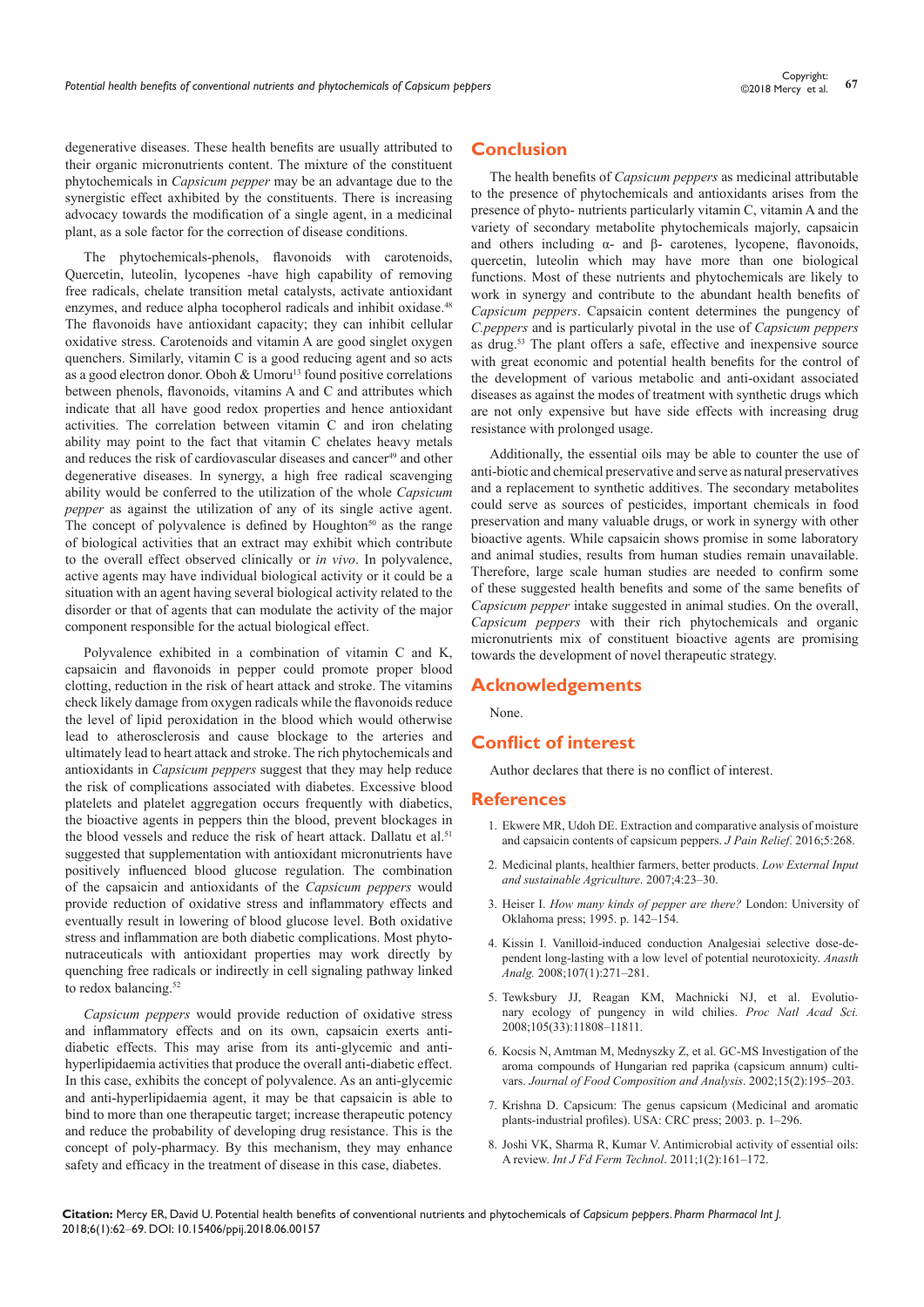degenerative diseases. These health benefits are usually attributed to their organic micronutrients content. The mixture of the constituent phytochemicals in *Capsicum pepper* may be an advantage due to the synergistic effect exhibited by the constituents. There is increasing advocacy towards the modification of a single agent, in a medicinal plant, as a sole factor for the correction of disease conditions.

The phytochemicals-phenols, flavonoids with carotenoids, Quercetin, luteolin, lycopenes -have high capability of removing free radicals, chelate transition metal catalysts, activate antioxidant enzymes, and reduce alpha tocopherol radicals and inhibit oxidase.[48] The flavonoids have antioxidant capacity; they can inhibit cellular oxidative stress. Carotenoids and vitamin A are good singlet oxygen quenchers. Similarly, vitamin C is a good reducing agent and so acts as a good electron donor. Oboh & Umoru[13] found positive correlations between phenols, flavonoids, vitamins A and C and attributes which indicate that all have good redox properties and hence antioxidant activities. The correlation between vitamin C and iron chelating ability may point to the fact that vitamin C chelates heavy metals and reduces the risk of cardiovascular diseases and cancer[49] and other degenerative diseases. In synergy, a high free radical scavenging ability would be conferred to the utilization of the whole *Capsicum pepper* as against the utilization of any of its single active agent. The concept of polyvalence is defined by Houghton[50] as the range of biological activities that an extract may exhibit which contribute to the overall effect observed clinically or *in vivo*. In polyvalence, active agents may have individual biological activity or it could be a situation with an agent having several biological activity related to the disorder or that of agents that can modulate the activity of the major component responsible for the actual biological effect.

Polyvalence exhibited in a combination of vitamin C and K, capsaicin and flavonoids in pepper could promote proper blood clotting, reduction in the risk of heart attack and stroke. The vitamins check likely damage from oxygen radicals while the flavonoids reduce the level of lipid peroxidation in the blood which would otherwise lead to atherosclerosis and cause blockage to the arteries and ultimately lead to heart attack and stroke. The rich phytochemicals and antioxidants in *Capsicum peppers* suggest that they may help reduce the risk of complications associated with diabetes. Excessive blood platelets and platelet aggregation occurs frequently with diabetics, the bioactive agents in peppers thin the blood, prevent blockages in the blood vessels and reduce the risk of heart attack. Dallatu et al.[51] suggested that supplementation with antioxidant micronutrients have positively influenced blood glucose regulation. The combination of the capsaicin and antioxidants of the *Capsicum peppers* would provide reduction of oxidative stress and inflammatory effects and eventually result in lowering of blood glucose level. Both oxidative stress and inflammation are both diabetic complications. Most phyto-nutraceuticals with antioxidant properties may work directly by quenching free radicals or indirectly in cell signaling pathway linked to redox balancing.[52]

*Capsicum peppers* would provide reduction of oxidative stress and inflammatory effects and on its own, capsaicin exerts anti-diabetic effects. This may arise from its anti-glycemic and anti-hyperlipidaemia activities that produce the overall anti-diabetic effect. In this case, exhibits the concept of polyvalence. As an anti-glycemic and anti-hyperlipidaemia agent, it may be that capsaicin is able to bind to more than one therapeutic target; increase therapeutic potency and reduce the probability of developing drug resistance. This is the concept of poly-pharmacy. By this mechanism, they may enhance safety and efficacy in the treatment of disease in this case, diabetes.

## Conclusion

The health benefits of *Capsicum peppers* as medicinal attributable to the presence of phytochemicals and antioxidants arises from the presence of phyto- nutrients particularly vitamin C, vitamin A and the variety of secondary metabolite phytochemicals majorly, capsaicin and others including α- and β- carotenes, lycopene, flavonoids, quercetin, luteolin which may have more than one biological functions. Most of these nutrients and phytochemicals are likely to work in synergy and contribute to the abundant health benefits of *Capsicum peppers*. Capsaicin content determines the pungency of *C.peppers* and is particularly pivotal in the use of *Capsicum peppers* as drug.[53] The plant offers a safe, effective and inexpensive source with great economic and potential health benefits for the control of the development of various metabolic and anti-oxidant associated diseases as against the modes of treatment with synthetic drugs which are not only expensive but have side effects with increasing drug resistance with prolonged usage.

Additionally, the essential oils may be able to counter the use of anti-biotic and chemical preservative and serve as natural preservatives and a replacement to synthetic additives. The secondary metabolites could serve as sources of pesticides, important chemicals in food preservation and many valuable drugs, or work in synergy with other bioactive agents. While capsaicin shows promise in some laboratory and animal studies, results from human studies remain unavailable. Therefore, large scale human studies are needed to confirm some of these suggested health benefits and some of the same benefits of *Capsicum pepper* intake suggested in animal studies. On the overall, *Capsicum peppers* with their rich phytochemicals and organic micronutrients mix of constituent bioactive agents are promising towards the development of novel therapeutic strategy.

## Acknowledgements

None.

## Conflict of interest

Author declares that there is no conflict of interest.

## References

1. Ekwere MR, Udoh DE. Extraction and comparative analysis of moisture and capsaicin contents of capsicum peppers. *J Pain Relief*. 2016;5:268.
2. Medicinal plants, healthier farmers, better products. *Low External Input and sustainable Agriculture*. 2007;4:23–30.
3. Heiser I. *How many kinds of pepper are there?* London: University of Oklahoma press; 1995. p. 142–154.
4. Kissin I. Vanilloid-induced conduction Analgesiai selective dose-dependent long-lasting with a low level of potential neurotoxicity. *Anasth Analg.* 2008;107(1):271–281.
5. Tewksbury JJ, Reagan KM, Machnicki NJ, et al. Evolutionary ecology of pungency in wild chilies. *Proc Natl Acad Sci.* 2008;105(33):11808–11811.
6. Kocsis N, Amtman M, Mednyszky Z, et al. GC-MS Investigation of the aroma compounds of Hungarian red paprika (capsicum annum) cultivars. *Journal of Food Composition and Analysis*. 2002;15(2):195–203.
7. Krishna D. Capsicum: The genus capsicum (Medicinal and aromatic plants-industrial profiles). USA: CRC press; 2003. p. 1–296.
8. Joshi VK, Sharma R, Kumar V. Antimicrobial activity of essential oils: A review. *Int J Fd Ferm Technol*. 2011;1(2):161–172.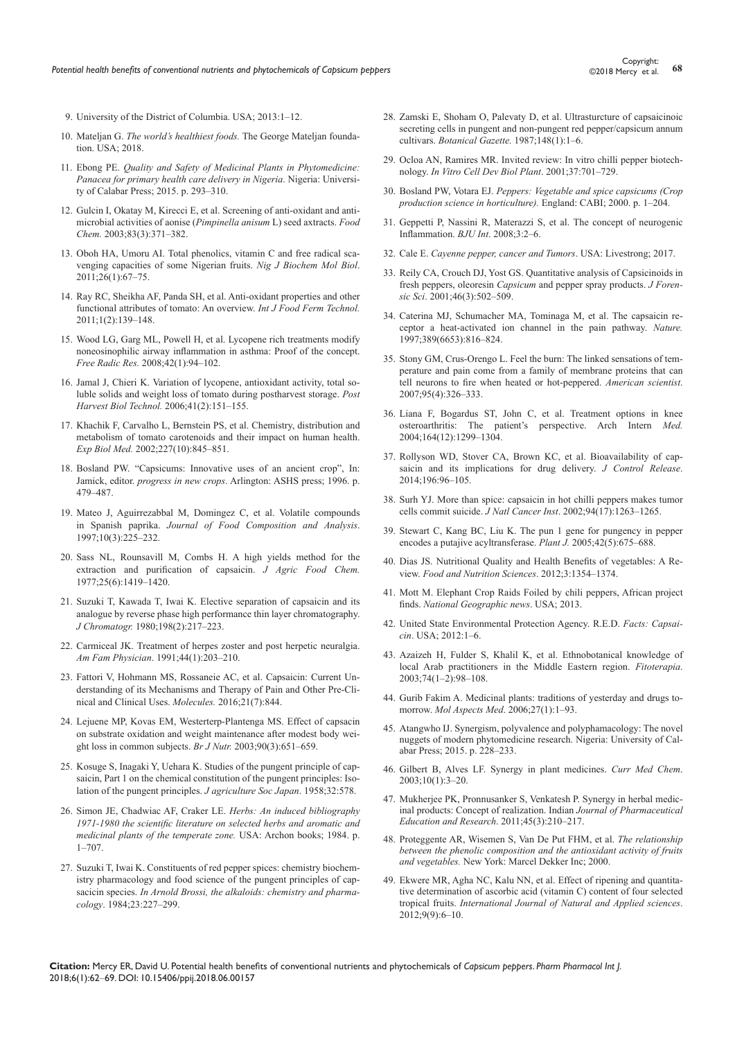9. University of the District of Columbia. USA; 2013:1–12.
10. Mateljan G. *The world's healthiest foods.* The George Mateljan foundation. USA; 2018.
11. Ebong PE. *Quality and Safety of Medicinal Plants in Phytomedicine: Panacea for primary health care delivery in Nigeria*. Nigeria: University of Calabar Press; 2015. p. 293–310.
12. Gulcin I, Okatay M, Kirecci E, et al. Screening of anti-oxidant and antimicrobial activities of aonise (*Pimpinella anisum* L) seed extracts. *Food Chem.* 2003;83(3):371–382.
13. Oboh HA, Umoru AI. Total phenolics, vitamin C and free radical scavenging capacities of some Nigerian fruits. *Nig J Biochem Mol Biol*. 2011;26(1):67–75.
14. Ray RC, Sheikha AF, Panda SH, et al. Anti-oxidant properties and other functional attributes of tomato: An overview. *Int J Food Ferm Technol.* 2011;1(2):139–148.
15. Wood LG, Garg ML, Powell H, et al. Lycopene rich treatments modify noneosinophilic airway inflammation in asthma: Proof of the concept. *Free Radic Res.* 2008;42(1):94–102.
16. Jamal J, Chieri K. Variation of lycopene, antioxidant activity, total soluble solids and weight loss of tomato during postharvest storage. *Post Harvest Biol Technol.* 2006;41(2):151–155.
17. Khachik F, Carvalho L, Bernstein PS, et al. Chemistry, distribution and metabolism of tomato carotenoids and their impact on human health. *Exp Biol Med.* 2002;227(10):845–851.
18. Bosland PW. "Capsicums: Innovative uses of an ancient crop", In: Jamick, editor. *progress in new crops*. Arlington: ASHS press; 1996. p. 479–487.
19. Mateo J, Aguirrezabbal M, Domingez C, et al. Volatile compounds in Spanish paprika. *Journal of Food Composition and Analysis*. 1997;10(3):225–232.
20. Sass NL, Rounsavill M, Combs H. A high yields method for the extraction and purification of capsaicin. *J Agric Food Chem.* 1977;25(6):1419–1420.
21. Suzuki T, Kawada T, Iwai K. Elective separation of capsaicin and its analogue by reverse phase high performance thin layer chromatography. *J Chromatogr.* 1980;198(2):217–223.
22. Carmiceal JK. Treatment of herpes zoster and post herpetic neuralgia. *Am Fam Physician*. 1991;44(1):203–210.
23. Fattori V, Hohmann MS, Rossaneie AC, et al. Capsaicin: Current Understanding of its Mechanisms and Therapy of Pain and Other Pre-Clinical and Clinical Uses. *Molecules.* 2016;21(7):844.
24. Lejuene MP, Kovas EM, Westerterp-Plantenga MS. Effect of capsacin on substrate oxidation and weight maintenance after modest body weight loss in common subjects. *Br J Nutr.* 2003;90(3):651–659.
25. Kosuge S, Inagaki Y, Uehara K. Studies of the pungent principle of capsaicin, Part 1 on the chemical constitution of the pungent principles: Isolation of the pungent principles. *J agriculture Soc Japan*. 1958;32:578.
26. Simon JE, Chadwiac AF, Craker LE. *Herbs: An induced bibliography 1971-1980 the scientific literature on selected herbs and aromatic and medicinal plants of the temperate zone.* USA: Archon books; 1984. p. 1–707.
27. Suzuki T, Iwai K. Constituents of red pepper spices: chemistry biochemistry pharmacology and food science of the pungent principles of capsacicin species. *In Arnold Brossi, the alkaloids: chemistry and pharmacology*. 1984;23:227–299.
28. Zamski E, Shoham O, Palevaty D, et al. Ultrasturcture of capsaicinoic secreting cells in pungent and non-pungent red pepper/capsicum annum cultivars. *Botanical Gazette.* 1987;148(1):1–6.
29. Ocloa AN, Ramires MR. Invited review: In vitro chilli pepper biotechnology. *In Vitro Cell Dev Biol Plant*. 2001;37:701–729.
30. Bosland PW, Votara EJ. *Peppers: Vegetable and spice capsicums (Crop production science in horticulture).* England: CABI; 2000. p. 1–204.
31. Geppetti P, Nassini R, Materazzi S, et al. The concept of neurogenic Inflammation. *BJU Int*. 2008;3:2–6.
32. Cale E. *Cayenne pepper, cancer and Tumors*. USA: Livestrong; 2017.
33. Reily CA, Crouch DJ, Yost GS. Quantitative analysis of Capsicinoids in fresh peppers, oleoresin *Capsicum* and pepper spray products. *J Forensic Sci*. 2001;46(3):502–509.
34. Caterina MJ, Schumacher MA, Tominaga M, et al. The capsaicin receptor a heat-activated ion channel in the pain pathway. *Nature.* 1997;389(6653):816–824.
35. Stony GM, Crus-Orengo L. Feel the burn: The linked sensations of temperature and pain come from a family of membrane proteins that can tell neurons to fire when heated or hot-peppered. *American scientist*. 2007;95(4):326–333.
36. Liana F, Bogardus ST, John C, et al. Treatment options in knee osteroarthritis: The patient's perspective. Arch Intern *Med.* 2004;164(12):1299–1304.
37. Rollyson WD, Stover CA, Brown KC, et al. Bioavailability of capsaicin and its implications for drug delivery. *J Control Release*. 2014;196:96–105.
38. Surh YJ. More than spice: capsaicin in hot chilli peppers makes tumor cells commit suicide. *J Natl Cancer Inst*. 2002;94(17):1263–1265.
39. Stewart C, Kang BC, Liu K. The pun 1 gene for pungency in pepper encodes a putajive acyltransferase. *Plant J.* 2005;42(5):675–688.
40. Dias JS. Nutritional Quality and Health Benefits of vegetables: A Review. *Food and Nutrition Sciences*. 2012;3:1354–1374.
41. Mott M. Elephant Crop Raids Foiled by chili peppers, African project finds. *National Geographic news*. USA; 2013.
42. United State Environmental Protection Agency. R.E.D. *Facts: Capsaicin*. USA; 2012:1–6.
43. Azaizeh H, Fulder S, Khalil K, et al. Ethnobotanical knowledge of local Arab practitioners in the Middle Eastern region. *Fitoterapia*. 2003;74(1–2):98–108.
44. Gurib Fakim A. Medicinal plants: traditions of yesterday and drugs tomorrow. *Mol Aspects Med*. 2006;27(1):1–93.
45. Atangwho IJ. Synergism, polyvalence and polyphamacology: The novel nuggets of modern phytomedicine research. Nigeria: University of Calabar Press; 2015. p. 228–233.
46. Gilbert B, Alves LF. Synergy in plant medicines. *Curr Med Chem*. 2003;10(1):3–20.
47. Mukherjee PK, Pronnusanker S, Venkatesh P. Synergy in herbal medicinal products: Concept of realization. Indian *Journal of Pharmaceutical Education and Research*. 2011;45(3):210–217.
48. Proteggente AR, Wisemen S, Van De Put FHM, et al. *The relationship between the phenolic composition and the antioxidant activity of fruits and vegetables.* New York: Marcel Dekker Inc; 2000.
49. Ekwere MR, Agha NC, Kalu NN, et al. Effect of ripening and quantitative determination of ascorbic acid (vitamin C) content of four selected tropical fruits. *International Journal of Natural and Applied sciences*. 2012;9(9):6–10.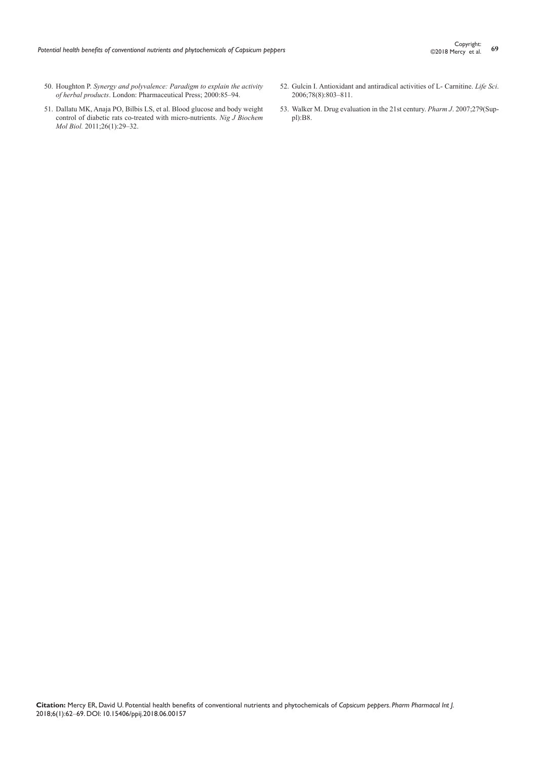50. Houghton P. *Synergy and polyvalence: Paradigm to explain the activity of herbal products*. London: Pharmaceutical Press; 2000:85–94.
51. Dallatu MK, Anaja PO, Bilbis LS, et al. Blood glucose and body weight control of diabetic rats co-treated with micro-nutrients. *Nig J Biochem Mol Biol.* 2011;26(1):29–32.
52. Gulcin I. Antioxidant and antiradical activities of L- Carnitine. *Life Sci*. 2006;78(8):803–811.
53. Walker M. Drug evaluation in the 21st century. *Pharm J*. 2007;279(Suppl):B8.

**Citation:** Mercy ER, David U. Potential health benefits of conventional nutrients and phytochemicals of *Capsicum peppers*. *Pharm Pharmacol Int J.* 2018;6(1):62–69. DOI: 10.15406/ppij.2018.06.00157